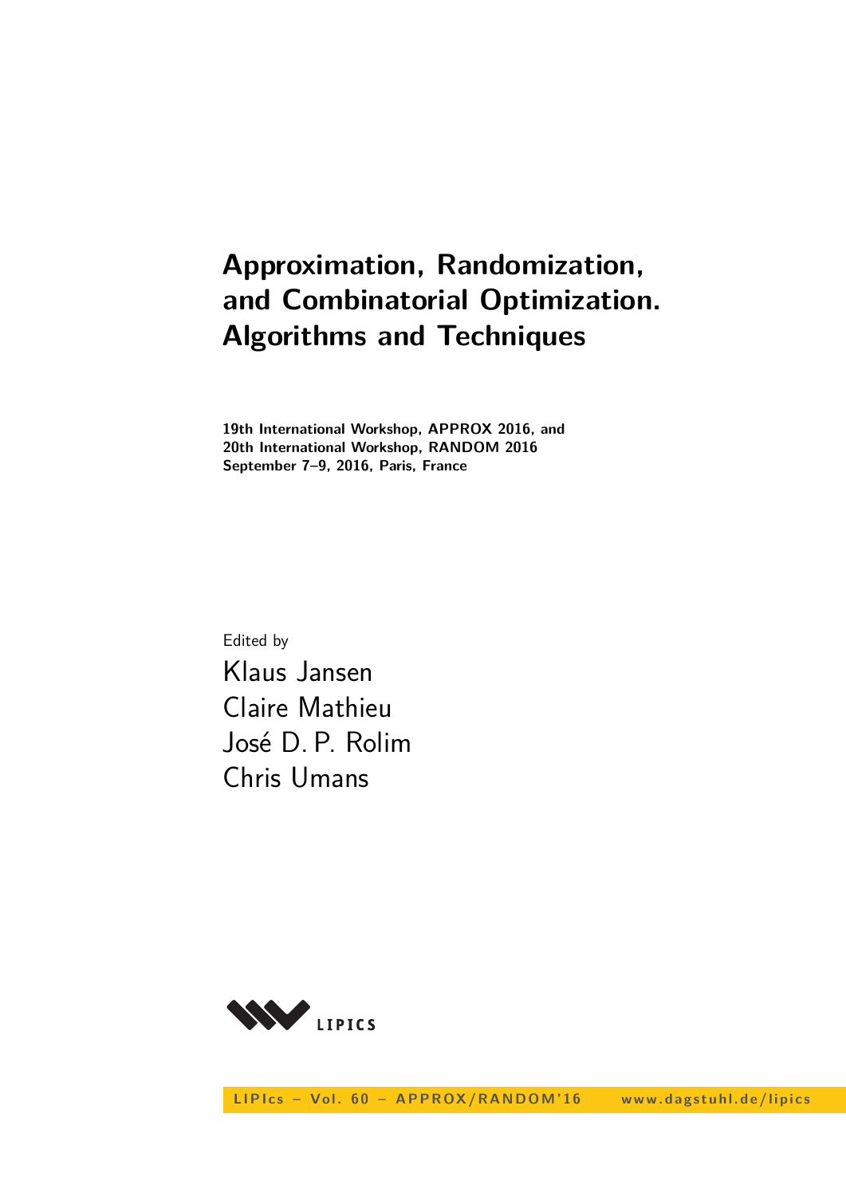# Approximation, Randomization, and Combinatorial Optimization. Algorithms and Techniques

**19th International Workshop, APPROX 2016, and**
**20th International Workshop, RANDOM 2016**
**September 7–9, 2016, Paris, France**

Edited by

Klaus Jansen
Claire Mathieu
José D. P. Rolim
Chris Umans

LIPICS

LIPIcs – Vol. 60 – APPROX/RANDOM'16 www.dagstuhl.de/lipics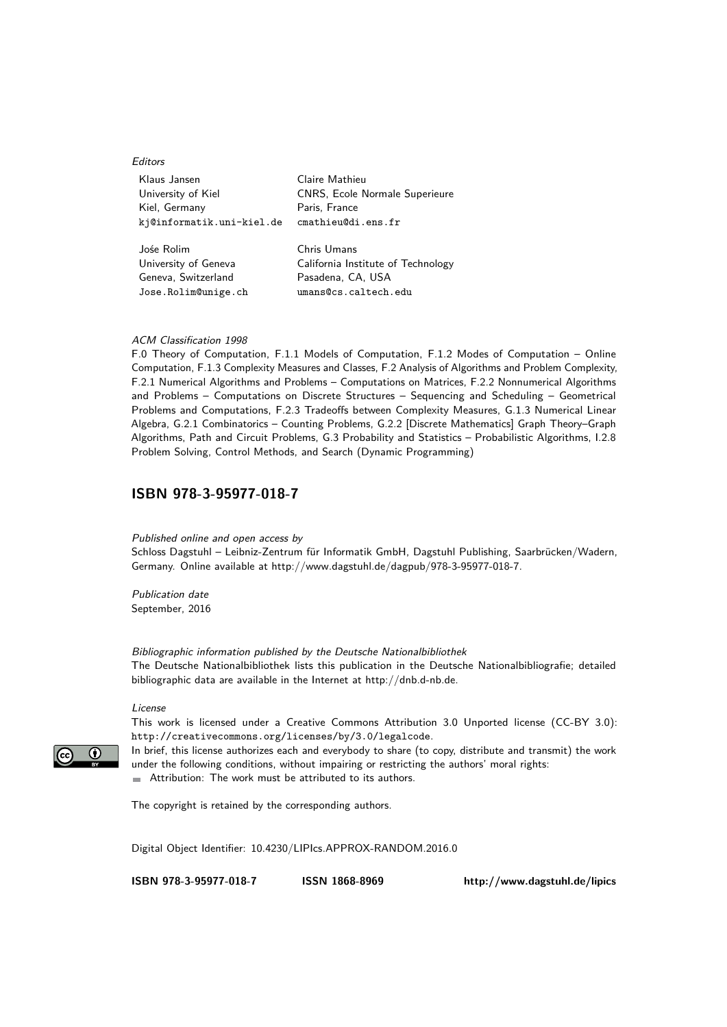*Editors*

Klaus Jansen
University of Kiel
Kiel, Germany
kj@informatik.uni-kiel.de

Claire Mathieu
CNRS, Ecole Normale Superieure
Paris, France
cmathieu@di.ens.fr

Jośe Rolim
University of Geneva
Geneva, Switzerland
Jose.Rolim@unige.ch

Chris Umans
California Institute of Technology
Pasadena, CA, USA
umans@cs.caltech.edu

*ACM Classification 1998*
F.0 Theory of Computation, F.1.1 Models of Computation, F.1.2 Modes of Computation – Online Computation, F.1.3 Complexity Measures and Classes, F.2 Analysis of Algorithms and Problem Complexity, F.2.1 Numerical Algorithms and Problems – Computations on Matrices, F.2.2 Nonnumerical Algorithms and Problems – Computations on Discrete Structures – Sequencing and Scheduling – Geometrical Problems and Computations, F.2.3 Tradeoffs between Complexity Measures, G.1.3 Numerical Linear Algebra, G.2.1 Combinatorics – Counting Problems, G.2.2 [Discrete Mathematics] Graph Theory–Graph Algorithms, Path and Circuit Problems, G.3 Probability and Statistics – Probabilistic Algorithms, I.2.8 Problem Solving, Control Methods, and Search (Dynamic Programming)

## ISBN 978-3-95977-018-7

*Published online and open access by*
Schloss Dagstuhl – Leibniz-Zentrum für Informatik GmbH, Dagstuhl Publishing, Saarbrücken/Wadern, Germany. Online available at http://www.dagstuhl.de/dagpub/978-3-95977-018-7.

*Publication date*
September, 2016

*Bibliographic information published by the Deutsche Nationalbibliothek*
The Deutsche Nationalbibliothek lists this publication in the Deutsche Nationalbibliografie; detailed bibliographic data are available in the Internet at http://dnb.d-nb.de.

*License*
This work is licensed under a Creative Commons Attribution 3.0 Unported license (CC-BY 3.0): http://creativecommons.org/licenses/by/3.0/legalcode.
In brief, this license authorizes each and everybody to share (to copy, distribute and transmit) the work under the following conditions, without impairing or restricting the authors' moral rights:

- Attribution: The work must be attributed to its authors.

The copyright is retained by the corresponding authors.

Digital Object Identifier: 10.4230/LIPIcs.APPROX-RANDOM.2016.0

**ISBN 978-3-95977-018-7** **ISSN 1868-8969** **http://www.dagstuhl.de/lipics**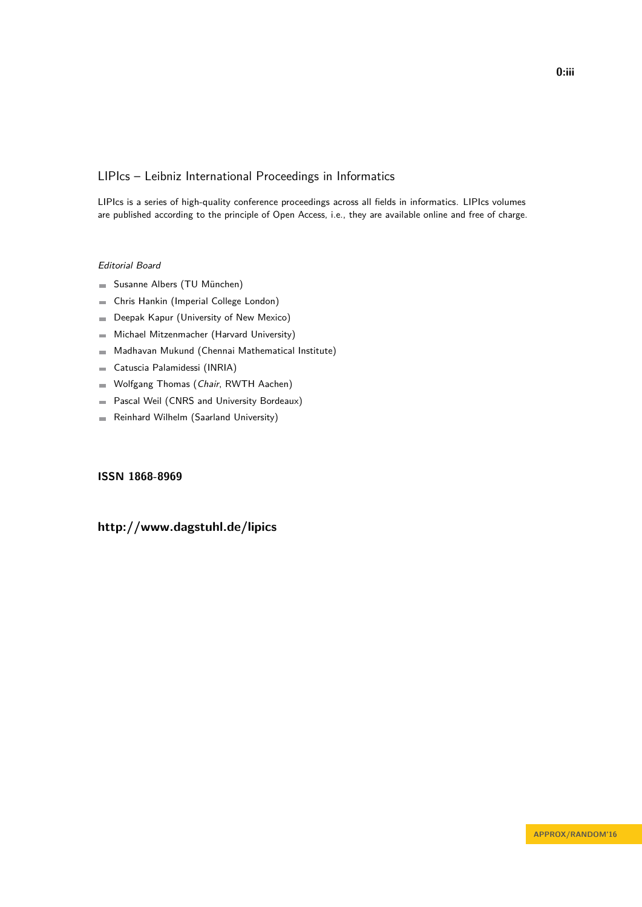## LIPIcs – Leibniz International Proceedings in Informatics

LIPIcs is a series of high-quality conference proceedings across all fields in informatics. LIPIcs volumes are published according to the principle of Open Access, i.e., they are available online and free of charge.

*Editorial Board*

- Susanne Albers (TU München)
- Chris Hankin (Imperial College London)
- Deepak Kapur (University of New Mexico)
- Michael Mitzenmacher (Harvard University)
- Madhavan Mukund (Chennai Mathematical Institute)
- Catuscia Palamidessi (INRIA)
- Wolfgang Thomas (*Chair*, RWTH Aachen)
- Pascal Weil (CNRS and University Bordeaux)
- Reinhard Wilhelm (Saarland University)

**ISSN 1868-8969**

**http://www.dagstuhl.de/lipics**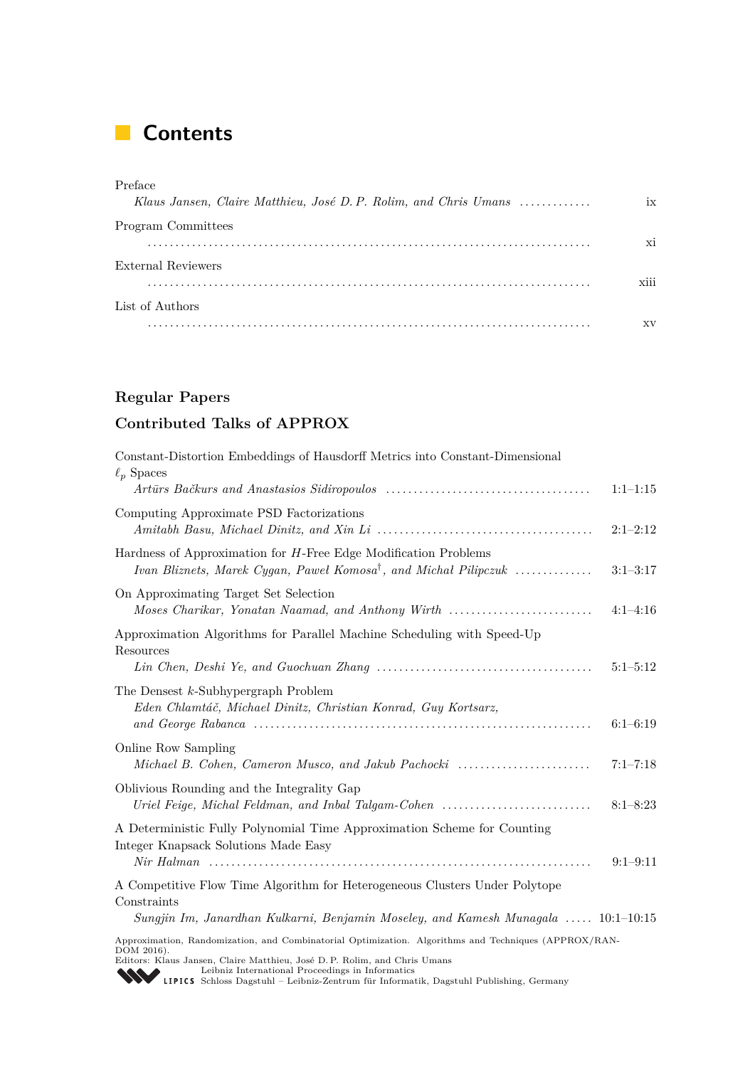# Contents

Preface
*Klaus Jansen, Claire Matthieu, José D. P. Rolim, and Chris Umans* ............. ix

Program Committees
............................................................................ xi

External Reviewers
............................................................................ xiii

List of Authors
............................................................................ xv

## Regular Papers

## Contributed Talks of APPROX

Constant-Distortion Embeddings of Hausdorff Metrics into Constant-Dimensional $\ell_p$ Spaces
*Artūrs Bačkurs and Anastasios Sidiropoulos* .................................... 1:1–1:15

Computing Approximate PSD Factorizations
*Amitabh Basu, Michael Dinitz, and Xin Li* ...................................... 2:1–2:12

Hardness of Approximation for $H$-Free Edge Modification Problems
*Ivan Bliznets, Marek Cygan, Paweł Komosa*[†]*, and Michał Pilipczuk* .............. 3:1–3:17

On Approximating Target Set Selection
*Moses Charikar, Yonatan Naamad, and Anthony Wirth* .......................... 4:1–4:16

Approximation Algorithms for Parallel Machine Scheduling with Speed-Up Resources
*Lin Chen, Deshi Ye, and Guochuan Zhang* ...................................... 5:1–5:12

The Densest $k$-Subhypergraph Problem
*Eden Chlamtáč, Michael Dinitz, Christian Konrad, Guy Kortsarz, and George Rabanca* ............................................................ 6:1–6:19

Online Row Sampling
*Michael B. Cohen, Cameron Musco, and Jakub Pachocki* ........................ 7:1–7:18

Oblivious Rounding and the Integrality Gap
*Uriel Feige, Michal Feldman, and Inbal Talgam-Cohen* ........................... 8:1–8:23

A Deterministic Fully Polynomial Time Approximation Scheme for Counting Integer Knapsack Solutions Made Easy
*Nir Halman* .................................................................... 9:1–9:11

A Competitive Flow Time Algorithm for Heterogeneous Clusters Under Polytope Constraints
*Sungjin Im, Janardhan Kulkarni, Benjamin Moseley, and Kamesh Munagala* ..... 10:1–10:15

Approximation, Randomization, and Combinatorial Optimization. Algorithms and Techniques (APPROX/RANDOM 2016).
Editors: Klaus Jansen, Claire Matthieu, José D. P. Rolim, and Chris Umans
Leibniz International Proceedings in Informatics
LIPICS Schloss Dagstuhl – Leibniz-Zentrum für Informatik, Dagstuhl Publishing, Germany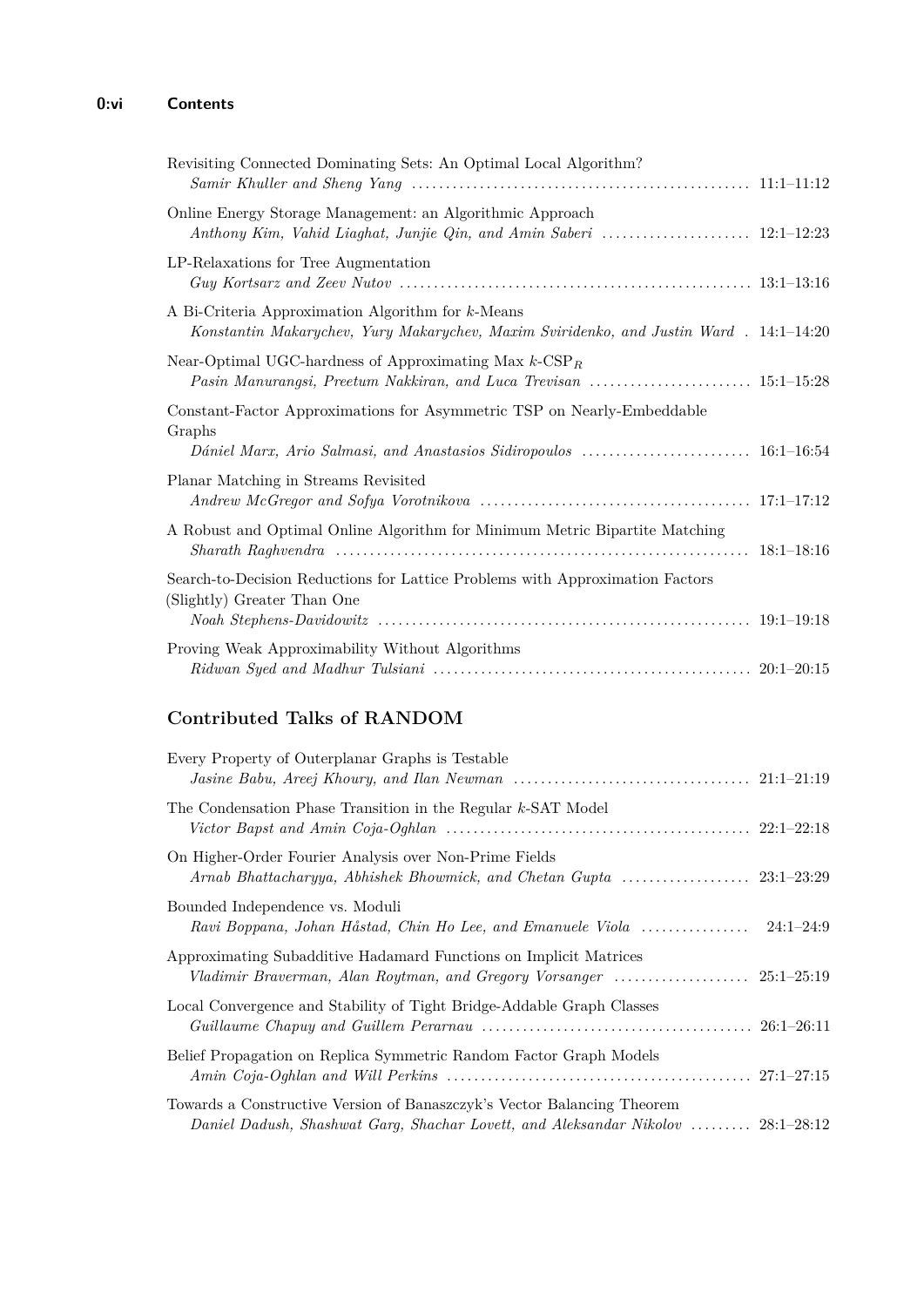Revisiting Connected Dominating Sets: An Optimal Local Algorithm?
*Samir Khuller and Sheng Yang* .......... 11:1–11:12

Online Energy Storage Management: an Algorithmic Approach
*Anthony Kim, Vahid Liaghat, Junjie Qin, and Amin Saberi* .......... 12:1–12:23

LP-Relaxations for Tree Augmentation
*Guy Kortsarz and Zeev Nutov* .......... 13:1–13:16

A Bi-Criteria Approximation Algorithm for $k$-Means
*Konstantin Makarychev, Yury Makarychev, Maxim Sviridenko, and Justin Ward* .......... 14:1–14:20

Near-Optimal UGC-hardness of Approximating Max $k$-$\mathrm{CSP}_R$
*Pasin Manurangsi, Preetum Nakkiran, and Luca Trevisan* .......... 15:1–15:28

Constant-Factor Approximations for Asymmetric TSP on Nearly-Embeddable Graphs
*Dániel Marx, Ario Salmasi, and Anastasios Sidiropoulos* .......... 16:1–16:54

Planar Matching in Streams Revisited
*Andrew McGregor and Sofya Vorotnikova* .......... 17:1–17:12

A Robust and Optimal Online Algorithm for Minimum Metric Bipartite Matching
*Sharath Raghvendra* .......... 18:1–18:16

Search-to-Decision Reductions for Lattice Problems with Approximation Factors (Slightly) Greater Than One
*Noah Stephens-Davidowitz* .......... 19:1–19:18

Proving Weak Approximability Without Algorithms
*Ridwan Syed and Madhur Tulsiani* .......... 20:1–20:15

## Contributed Talks of RANDOM

Every Property of Outerplanar Graphs is Testable
*Jasine Babu, Areej Khoury, and Ilan Newman* .......... 21:1–21:19

The Condensation Phase Transition in the Regular $k$-SAT Model
*Victor Bapst and Amin Coja-Oghlan* .......... 22:1–22:18

On Higher-Order Fourier Analysis over Non-Prime Fields
*Arnab Bhattacharyya, Abhishek Bhowmick, and Chetan Gupta* .......... 23:1–23:29

Bounded Independence vs. Moduli
*Ravi Boppana, Johan Håstad, Chin Ho Lee, and Emanuele Viola* .......... 24:1–24:9

Approximating Subadditive Hadamard Functions on Implicit Matrices
*Vladimir Braverman, Alan Roytman, and Gregory Vorsanger* .......... 25:1–25:19

Local Convergence and Stability of Tight Bridge-Addable Graph Classes
*Guillaume Chapuy and Guillem Perarnau* .......... 26:1–26:11

Belief Propagation on Replica Symmetric Random Factor Graph Models
*Amin Coja-Oghlan and Will Perkins* .......... 27:1–27:15

Towards a Constructive Version of Banaszczyk's Vector Balancing Theorem
*Daniel Dadush, Shashwat Garg, Shachar Lovett, and Aleksandar Nikolov* .......... 28:1–28:12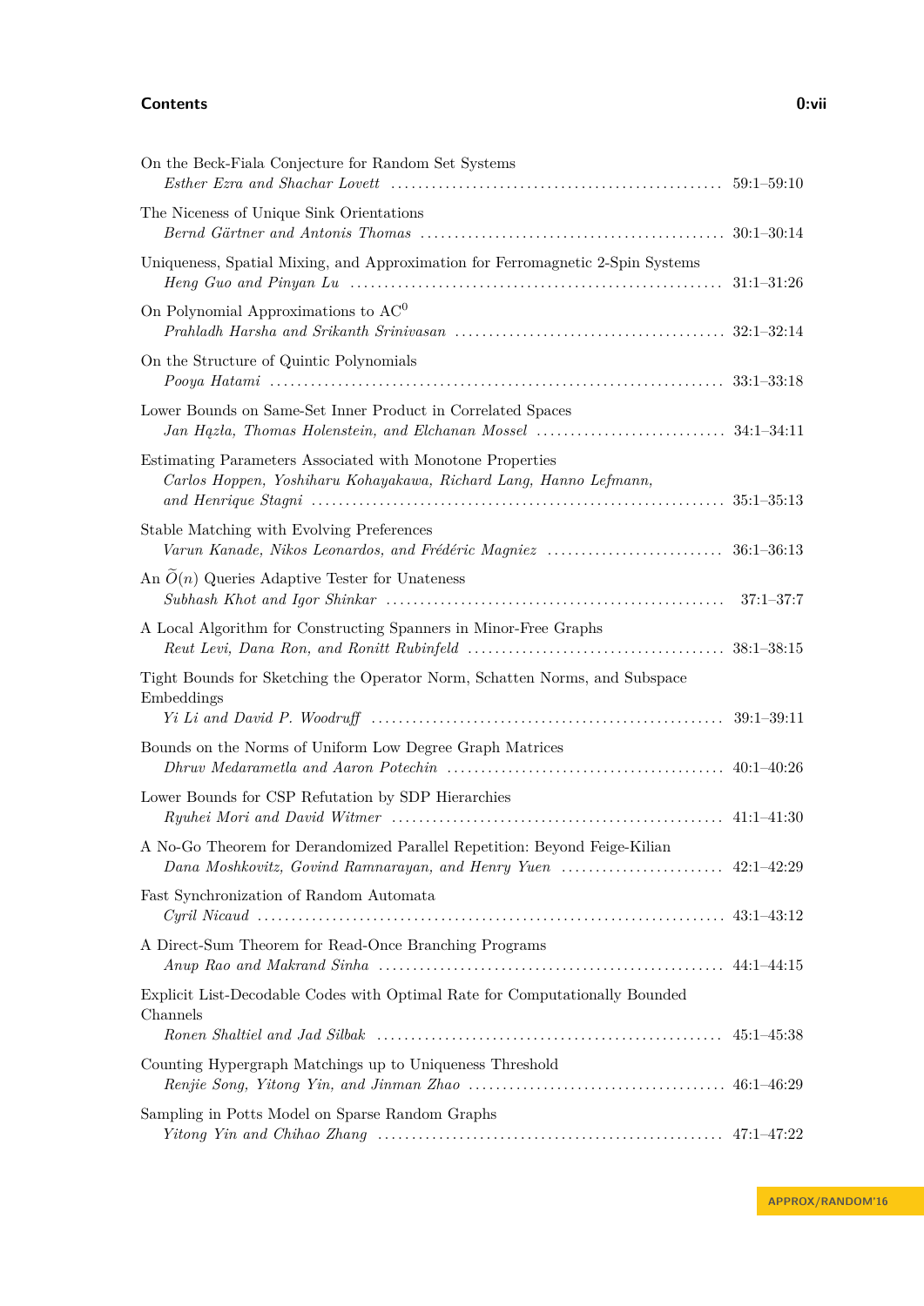On the Beck-Fiala Conjecture for Random Set Systems
*Esther Ezra and Shachar Lovett* ........ 59:1–59:10

The Niceness of Unique Sink Orientations
*Bernd Gärtner and Antonis Thomas* ........ 30:1–30:14

Uniqueness, Spatial Mixing, and Approximation for Ferromagnetic 2-Spin Systems
*Heng Guo and Pinyan Lu* ........ 31:1–31:26

On Polynomial Approximations to $AC^0$
*Prahladh Harsha and Srikanth Srinivasan* ........ 32:1–32:14

On the Structure of Quintic Polynomials
*Pooya Hatami* ........ 33:1–33:18

Lower Bounds on Same-Set Inner Product in Correlated Spaces
*Jan Hązła, Thomas Holenstein, and Elchanan Mossel* ........ 34:1–34:11

Estimating Parameters Associated with Monotone Properties
*Carlos Hoppen, Yoshiharu Kohayakawa, Richard Lang, Hanno Lefmann, and Henrique Stagni* ........ 35:1–35:13

Stable Matching with Evolving Preferences
*Varun Kanade, Nikos Leonardos, and Frédéric Magniez* ........ 36:1–36:13

An $\widetilde{O}(n)$ Queries Adaptive Tester for Unateness
*Subhash Khot and Igor Shinkar* ........ 37:1–37:7

A Local Algorithm for Constructing Spanners in Minor-Free Graphs
*Reut Levi, Dana Ron, and Ronitt Rubinfeld* ........ 38:1–38:15

Tight Bounds for Sketching the Operator Norm, Schatten Norms, and Subspace Embeddings
*Yi Li and David P. Woodruff* ........ 39:1–39:11

Bounds on the Norms of Uniform Low Degree Graph Matrices
*Dhruv Medarametla and Aaron Potechin* ........ 40:1–40:26

Lower Bounds for CSP Refutation by SDP Hierarchies
*Ryuhei Mori and David Witmer* ........ 41:1–41:30

A No-Go Theorem for Derandomized Parallel Repetition: Beyond Feige-Kilian
*Dana Moshkovitz, Govind Ramnarayan, and Henry Yuen* ........ 42:1–42:29

Fast Synchronization of Random Automata
*Cyril Nicaud* ........ 43:1–43:12

A Direct-Sum Theorem for Read-Once Branching Programs
*Anup Rao and Makrand Sinha* ........ 44:1–44:15

Explicit List-Decodable Codes with Optimal Rate for Computationally Bounded Channels
*Ronen Shaltiel and Jad Silbak* ........ 45:1–45:38

Counting Hypergraph Matchings up to Uniqueness Threshold
*Renjie Song, Yitong Yin, and Jinman Zhao* ........ 46:1–46:29

Sampling in Potts Model on Sparse Random Graphs
*Yitong Yin and Chihao Zhang* ........ 47:1–47:22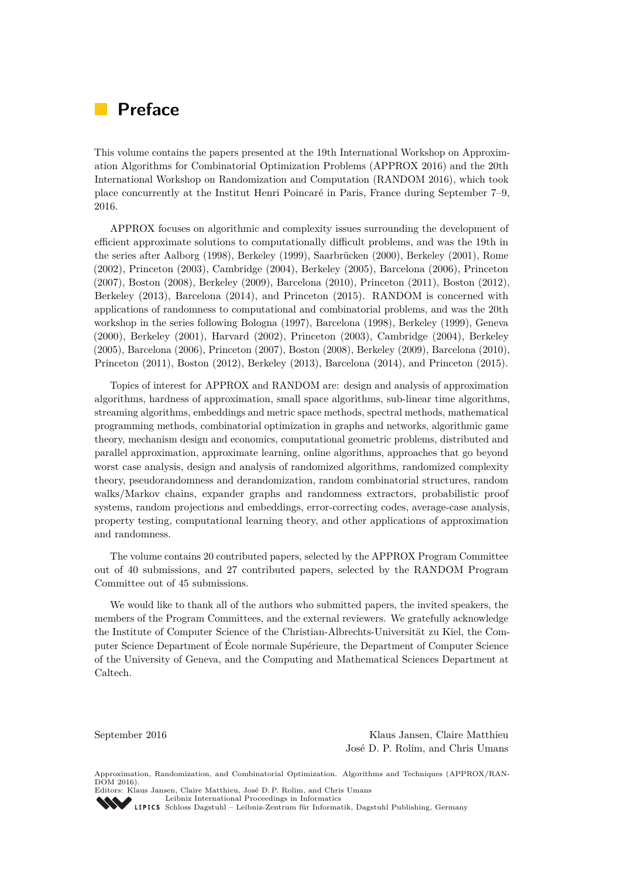# Preface

This volume contains the papers presented at the 19th International Workshop on Approximation Algorithms for Combinatorial Optimization Problems (APPROX 2016) and the 20th International Workshop on Randomization and Computation (RANDOM 2016), which took place concurrently at the Institut Henri Poincaré in Paris, France during September 7–9, 2016.

APPROX focuses on algorithmic and complexity issues surrounding the development of efficient approximate solutions to computationally difficult problems, and was the 19th in the series after Aalborg (1998), Berkeley (1999), Saarbrücken (2000), Berkeley (2001), Rome (2002), Princeton (2003), Cambridge (2004), Berkeley (2005), Barcelona (2006), Princeton (2007), Boston (2008), Berkeley (2009), Barcelona (2010), Princeton (2011), Boston (2012), Berkeley (2013), Barcelona (2014), and Princeton (2015). RANDOM is concerned with applications of randomness to computational and combinatorial problems, and was the 20th workshop in the series following Bologna (1997), Barcelona (1998), Berkeley (1999), Geneva (2000), Berkeley (2001), Harvard (2002), Princeton (2003), Cambridge (2004), Berkeley (2005), Barcelona (2006), Princeton (2007), Boston (2008), Berkeley (2009), Barcelona (2010), Princeton (2011), Boston (2012), Berkeley (2013), Barcelona (2014), and Princeton (2015).

Topics of interest for APPROX and RANDOM are: design and analysis of approximation algorithms, hardness of approximation, small space algorithms, sub-linear time algorithms, streaming algorithms, embeddings and metric space methods, spectral methods, mathematical programming methods, combinatorial optimization in graphs and networks, algorithmic game theory, mechanism design and economics, computational geometric problems, distributed and parallel approximation, approximate learning, online algorithms, approaches that go beyond worst case analysis, design and analysis of randomized algorithms, randomized complexity theory, pseudorandomness and derandomization, random combinatorial structures, random walks/Markov chains, expander graphs and randomness extractors, probabilistic proof systems, random projections and embeddings, error-correcting codes, average-case analysis, property testing, computational learning theory, and other applications of approximation and randomness.

The volume contains 20 contributed papers, selected by the APPROX Program Committee out of 40 submissions, and 27 contributed papers, selected by the RANDOM Program Committee out of 45 submissions.

We would like to thank all of the authors who submitted papers, the invited speakers, the members of the Program Committees, and the external reviewers. We gratefully acknowledge the Institute of Computer Science of the Christian-Albrechts-Universität zu Kiel, the Computer Science Department of École normale Supérieure, the Department of Computer Science of the University of Geneva, and the Computing and Mathematical Sciences Department at Caltech.

September 2016

Klaus Jansen, Claire Matthieu
José D. P. Rolim, and Chris Umans

Approximation, Randomization, and Combinatorial Optimization. Algorithms and Techniques (APPROX/RANDOM 2016).
Editors: Klaus Jansen, Claire Matthieu, José D. P. Rolim, and Chris Umans
Leibniz International Proceedings in Informatics
LIPICS Schloss Dagstuhl – Leibniz-Zentrum für Informatik, Dagstuhl Publishing, Germany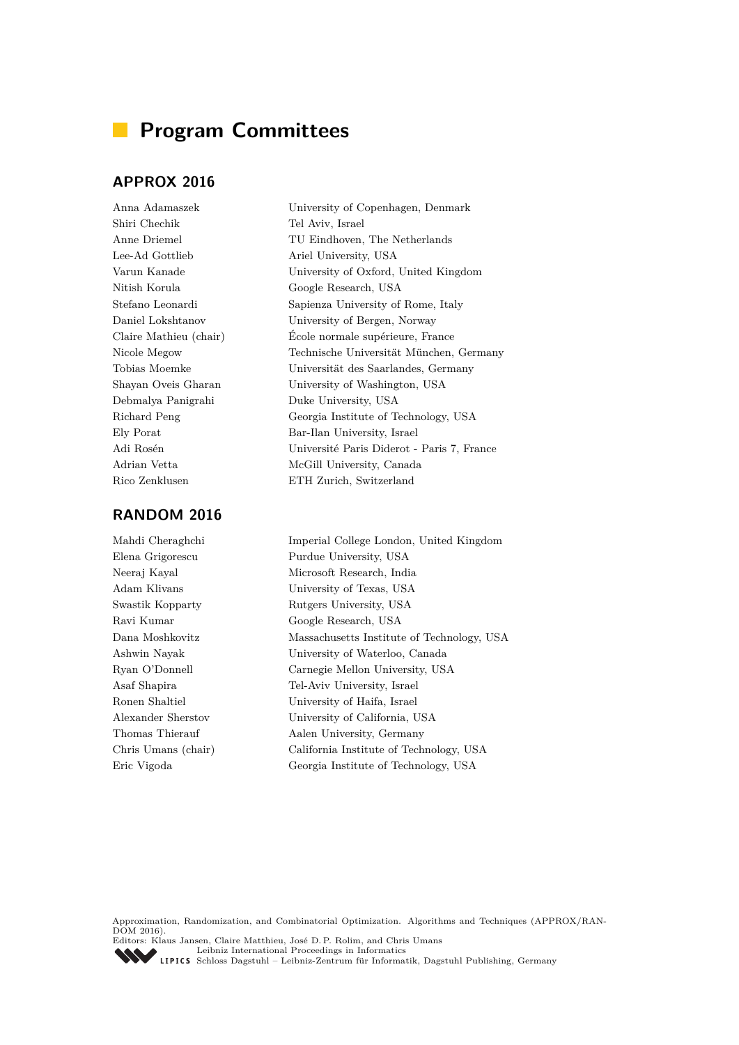# Program Committees

## APPROX 2016

| | |
|---|---|
| Anna Adamaszek | University of Copenhagen, Denmark |
| Shiri Chechik | Tel Aviv, Israel |
| Anne Driemel | TU Eindhoven, The Netherlands |
| Lee-Ad Gottlieb | Ariel University, USA |
| Varun Kanade | University of Oxford, United Kingdom |
| Nitish Korula | Google Research, USA |
| Stefano Leonardi | Sapienza University of Rome, Italy |
| Daniel Lokshtanov | University of Bergen, Norway |
| Claire Mathieu (chair) | École normale supérieure, France |
| Nicole Megow | Technische Universität München, Germany |
| Tobias Moemke | Universität des Saarlandes, Germany |
| Shayan Oveis Gharan | University of Washington, USA |
| Debmalya Panigrahi | Duke University, USA |
| Richard Peng | Georgia Institute of Technology, USA |
| Ely Porat | Bar-Ilan University, Israel |
| Adi Rosén | Université Paris Diderot - Paris 7, France |
| Adrian Vetta | McGill University, Canada |
| Rico Zenklusen | ETH Zurich, Switzerland |

## RANDOM 2016

| | |
|---|---|
| Mahdi Cheraghchi | Imperial College London, United Kingdom |
| Elena Grigorescu | Purdue University, USA |
| Neeraj Kayal | Microsoft Research, India |
| Adam Klivans | University of Texas, USA |
| Swastik Kopparty | Rutgers University, USA |
| Ravi Kumar | Google Research, USA |
| Dana Moshkovitz | Massachusetts Institute of Technology, USA |
| Ashwin Nayak | University of Waterloo, Canada |
| Ryan O'Donnell | Carnegie Mellon University, USA |
| Asaf Shapira | Tel-Aviv University, Israel |
| Ronen Shaltiel | University of Haifa, Israel |
| Alexander Sherstov | University of California, USA |
| Thomas Thierauf | Aalen University, Germany |
| Chris Umans (chair) | California Institute of Technology, USA |
| Eric Vigoda | Georgia Institute of Technology, USA |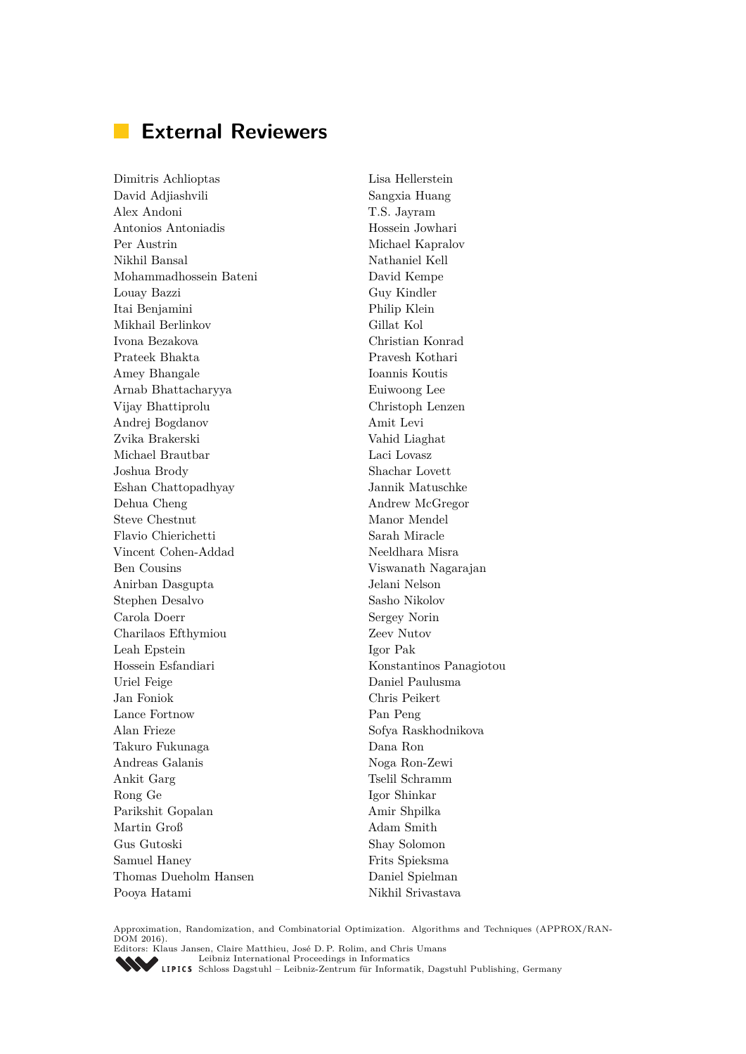# External Reviewers

Dimitris Achlioptas
David Adjiashvili
Alex Andoni
Antonios Antoniadis
Per Austrin
Nikhil Bansal
Mohammadhossein Bateni
Louay Bazzi
Itai Benjamini
Mikhail Berlinkov
Ivona Bezakova
Prateek Bhakta
Amey Bhangale
Arnab Bhattacharyya
Vijay Bhattiprolu
Andrej Bogdanov
Zvika Brakerski
Michael Brautbar
Joshua Brody
Eshan Chattopadhyay
Dehua Cheng
Steve Chestnut
Flavio Chierichetti
Vincent Cohen-Addad
Ben Cousins
Anirban Dasgupta
Stephen Desalvo
Carola Doerr
Charilaos Efthymiou
Leah Epstein
Hossein Esfandiari
Uriel Feige
Jan Foniok
Lance Fortnow
Alan Frieze
Takuro Fukunaga
Andreas Galanis
Ankit Garg
Rong Ge
Parikshit Gopalan
Martin Groß
Gus Gutoski
Samuel Haney
Thomas Dueholm Hansen
Pooya Hatami
Lisa Hellerstein
Sangxia Huang
T.S. Jayram
Hossein Jowhari
Michael Kapralov
Nathaniel Kell
David Kempe
Guy Kindler
Philip Klein
Gillat Kol
Christian Konrad
Pravesh Kothari
Ioannis Koutis
Euiwoong Lee
Christoph Lenzen
Amit Levi
Vahid Liaghat
Laci Lovasz
Shachar Lovett
Jannik Matuschke
Andrew McGregor
Manor Mendel
Sarah Miracle
Neeldhara Misra
Viswanath Nagarajan
Jelani Nelson
Sasho Nikolov
Sergey Norin
Zeev Nutov
Igor Pak
Konstantinos Panagiotou
Daniel Paulusma
Chris Peikert
Pan Peng
Sofya Raskhodnikova
Dana Ron
Noga Ron-Zewi
Tselil Schramm
Igor Shinkar
Amir Shpilka
Adam Smith
Shay Solomon
Frits Spieksma
Daniel Spielman
Nikhil Srivastava

Approximation, Randomization, and Combinatorial Optimization. Algorithms and Techniques (APPROX/RANDOM 2016).
Editors: Klaus Jansen, Claire Matthieu, José D. P. Rolim, and Chris Umans
Leibniz International Proceedings in Informatics
Schloss Dagstuhl – Leibniz-Zentrum für Informatik, Dagstuhl Publishing, Germany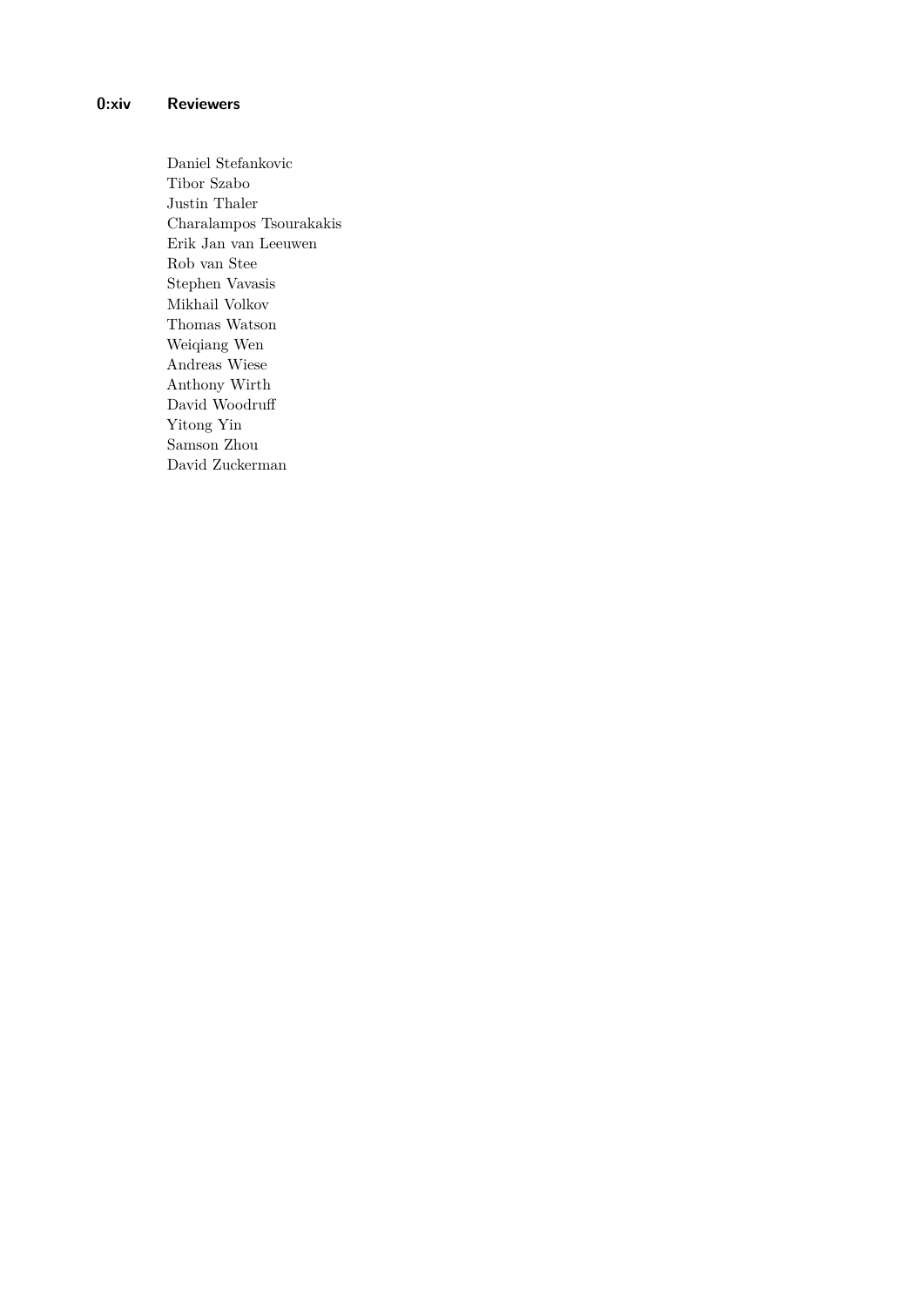Daniel Stefankovic
Tibor Szabo
Justin Thaler
Charalampos Tsourakakis
Erik Jan van Leeuwen
Rob van Stee
Stephen Vavasis
Mikhail Volkov
Thomas Watson
Weiqiang Wen
Andreas Wiese
Anthony Wirth
David Woodruff
Yitong Yin
Samson Zhou
David Zuckerman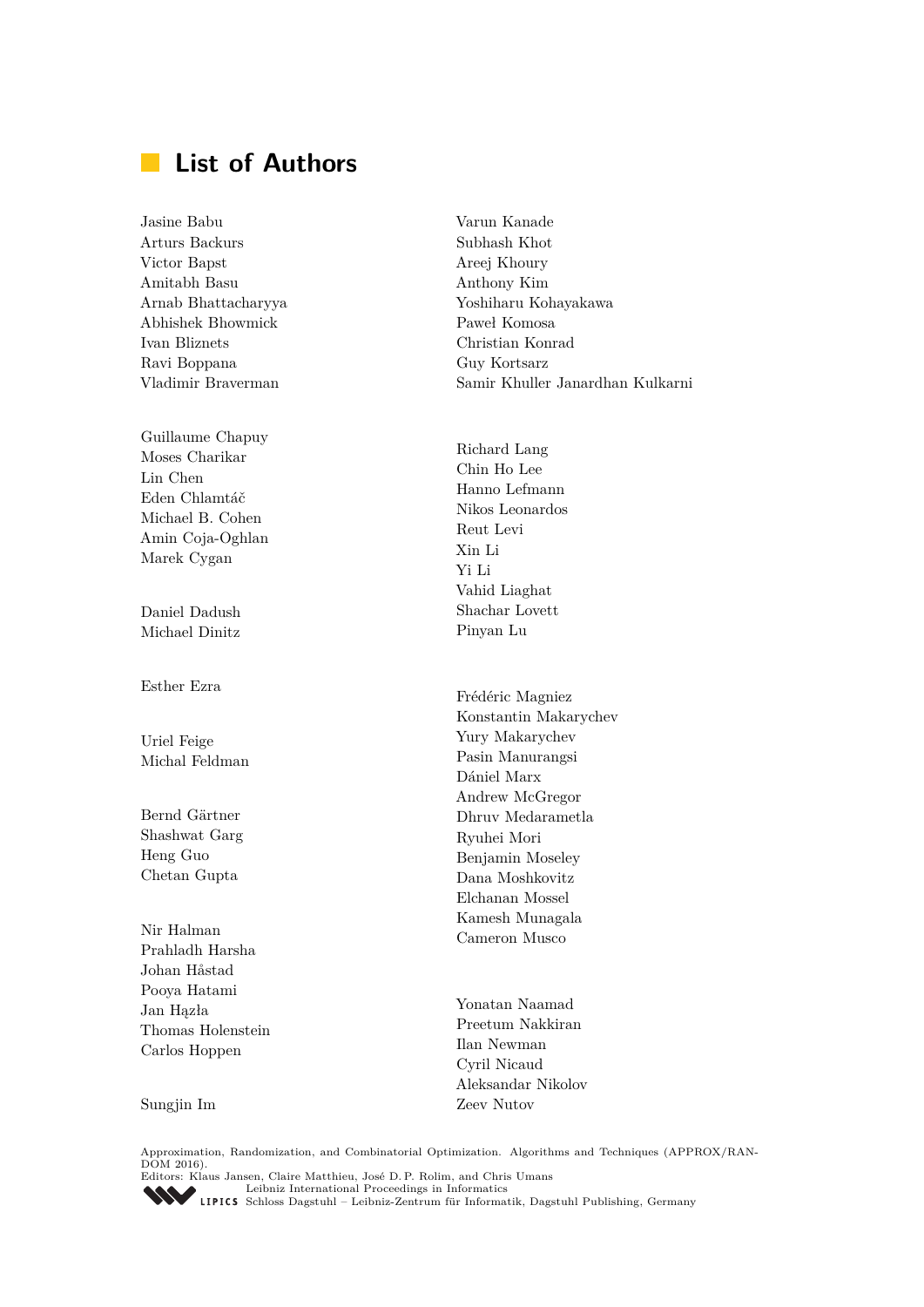# List of Authors

Jasine Babu
Arturs Backurs
Victor Bapst
Amitabh Basu
Arnab Bhattacharyya
Abhishek Bhowmick
Ivan Bliznets
Ravi Boppana
Vladimir Braverman

Guillaume Chapuy
Moses Charikar
Lin Chen
Eden Chlamtáč
Michael B. Cohen
Amin Coja-Oghlan
Marek Cygan

Daniel Dadush
Michael Dinitz

Esther Ezra

Uriel Feige
Michal Feldman

Bernd Gärtner
Shashwat Garg
Heng Guo
Chetan Gupta

Nir Halman
Prahladh Harsha
Johan Håstad
Pooya Hatami
Jan Hązła
Thomas Holenstein
Carlos Hoppen

Sungjin Im

Varun Kanade
Subhash Khot
Areej Khoury
Anthony Kim
Yoshiharu Kohayakawa
Paweł Komosa
Christian Konrad
Guy Kortsarz
Samir Khuller Janardhan Kulkarni

Richard Lang
Chin Ho Lee
Hanno Lefmann
Nikos Leonardos
Reut Levi
Xin Li
Yi Li
Vahid Liaghat
Shachar Lovett
Pinyan Lu

Frédéric Magniez
Konstantin Makarychev
Yury Makarychev
Pasin Manurangsi
Dániel Marx
Andrew McGregor
Dhruv Medarametla
Ryuhei Mori
Benjamin Moseley
Dana Moshkovitz
Elchanan Mossel
Kamesh Munagala
Cameron Musco

Yonatan Naamad
Preetum Nakkiran
Ilan Newman
Cyril Nicaud
Aleksandar Nikolov
Zeev Nutov

Approximation, Randomization, and Combinatorial Optimization. Algorithms and Techniques (APPROX/RANDOM 2016).
Editors: Klaus Jansen, Claire Matthieu, José D. P. Rolim, and Chris Umans
Leibniz International Proceedings in Informatics
Schloss Dagstuhl – Leibniz-Zentrum für Informatik, Dagstuhl Publishing, Germany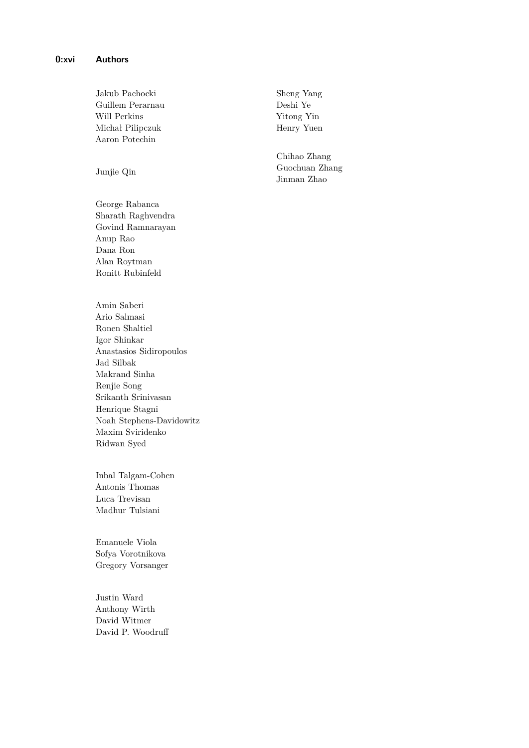Jakub Pachocki
Guillem Perarnau
Will Perkins
Michał Pilipczuk
Aaron Potechin

Junjie Qin

George Rabanca
Sharath Raghvendra
Govind Ramnarayan
Anup Rao
Dana Ron
Alan Roytman
Ronitt Rubinfeld

Amin Saberi
Ario Salmasi
Ronen Shaltiel
Igor Shinkar
Anastasios Sidiropoulos
Jad Silbak
Makrand Sinha
Renjie Song
Srikanth Srinivasan
Henrique Stagni
Noah Stephens-Davidowitz
Maxim Sviridenko
Ridwan Syed

Inbal Talgam-Cohen
Antonis Thomas
Luca Trevisan
Madhur Tulsiani

Emanuele Viola
Sofya Vorotnikova
Gregory Vorsanger

Justin Ward
Anthony Wirth
David Witmer
David P. Woodruff

Sheng Yang
Deshi Ye
Yitong Yin
Henry Yuen

Chihao Zhang
Guochuan Zhang
Jinman Zhao